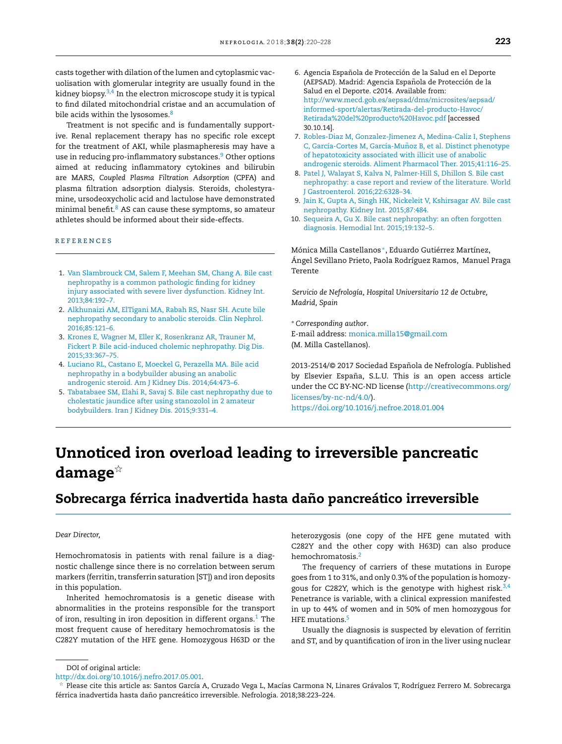casts together with dilation of the lumen and cytoplasmic vacuolisation with glomerular integrity are usually found in the kidney biopsy.[3,4] In the electron microscope study it is typical to find dilated mitochondrial cristae and an accumulation of bile acids within the lysosomes.[8]

Treatment is not specific and is fundamentally supportive. Renal replacement therapy has no specific role except for the treatment of AKI, while plasmapheresis may have a use in reducing pro-inflammatory substances.[9] Other options aimed at reducing inflammatory cytokines and bilirubin are MARS, *Coupled Plasma Filtration Adsorption* (CPFA) and plasma filtration adsorption dialysis. Steroids, cholestyramine, ursodeoxycholic acid and lactulose have demonstrated minimal benefit.[8] AS can cause these symptoms, so amateur athletes should be informed about their side-effects.

## REFERENCES

1. Van Slambrouck CM, Salem F, Meehan SM, Chang A. Bile cast nephropathy is a common pathologic finding for kidney injury associated with severe liver dysfunction. Kidney Int. 2013;84:192–7.
2. Alkhunaizi AM, ElTigani MA, Rabah RS, Nasr SH. Acute bile nephropathy secondary to anabolic steroids. Clin Nephrol. 2016;85:121–6.
3. Krones E, Wagner M, Eller K, Rosenkranz AR, Trauner M, Fickert P. Bile acid-induced cholemic nephropathy. Dig Dis. 2015;33:367–75.
4. Luciano RL, Castano E, Moeckel G, Perazella MA. Bile acid nephropathy in a bodybuilder abusing an anabolic androgenic steroid. Am J Kidney Dis. 2014;64:473–6.
5. Tabatabaee SM, Elahi R, Savaj S. Bile cast nephropathy due to cholestatic jaundice after using stanozolol in 2 amateur bodybuilders. Iran J Kidney Dis. 2015;9:331–4.
6. Agencia Española de Protección de la Salud en el Deporte (AEPSAD). Madrid: Agencia Española de Protección de la Salud en el Deporte. c2014. Available from: http://www.mecd.gob.es/aepsad/dms/microsites/aepsad/informed-sport/alertas/Retirada-del-producto-Havoc/Retirada%20del%20producto%20Havoc.pdf [accessed 30.10.14].
7. Robles-Diaz M, Gonzalez-Jimenez A, Medina-Caliz I, Stephens C, García-Cortes M, García-Muñoz B, et al. Distinct phenotype of hepatotoxicity associated with illicit use of anabolic androgenic steroids. Aliment Pharmacol Ther. 2015;41:116–25.
8. Patel J, Walayat S, Kalva N, Palmer-Hill S, Dhillon S. Bile cast nephropathy: a case report and review of the literature. World J Gastroenterol. 2016;22:6328–34.
9. Jain K, Gupta A, Singh HK, Nickeleit V, Kshirsagar AV. Bile cast nephropathy. Kidney Int. 2015;87:484.
10. Sequeira A, Gu X. Bile cast nephropathy: an often forgotten diagnosis. Hemodial Int. 2015;19:132–5.

Mónica Milla Castellanos*, Eduardo Gutiérrez Martínez, Ángel Sevillano Prieto, Paola Rodríguez Ramos, Manuel Praga Terente

*Servicio de Nefrología, Hospital Universitario 12 de Octubre, Madrid, Spain*

\* *Corresponding author*.
E-mail address: monica.milla15@gmail.com
(M. Milla Castellanos).

2013-2514/© 2017 Sociedad Española de Nefrología. Published by Elsevier España, S.L.U. This is an open access article under the CC BY-NC-ND license (http://creativecommons.org/licenses/by-nc-nd/4.0/).
https://doi.org/10.1016/j.nefroe.2018.01.004

# Unnoticed iron overload leading to irreversible pancreatic damage☆

## Sobrecarga férrica inadvertida hasta daño pancreático irreversible

*Dear Director,*

Hemochromatosis in patients with renal failure is a diagnostic challenge since there is no correlation between serum markers (ferritin, transferrin saturation [ST]) and iron deposits in this population.

Inherited hemochromatosis is a genetic disease with abnormalities in the proteins responsible for the transport of iron, resulting in iron deposition in different organs.[1] The most frequent cause of hereditary hemochromatosis is the C282Y mutation of the HFE gene. Homozygous H63D or the heterozygosis (one copy of the HFE gene mutated with C282Y and the other copy with H63D) can also produce hemochromatosis.[2]

The frequency of carriers of these mutations in Europe goes from 1 to 31%, and only 0.3% of the population is homozygous for C282Y, which is the genotype with highest risk.[3,4] Penetrance is variable, with a clinical expression manifested in up to 44% of women and in 50% of men homozygous for HFE mutations.[5]

Usually the diagnosis is suspected by elevation of ferritin and ST, and by quantification of iron in the liver using nuclear

DOI of original article:
http://dx.doi.org/10.1016/j.nefro.2017.05.001.

☆ Please cite this article as: Santos García A, Cruzado Vega L, Macías Carmona N, Linares Grávalos T, Rodríguez Ferrero M. Sobrecarga férrica inadvertida hasta daño pancreático irreversible. Nefrologia. 2018;38:223–224.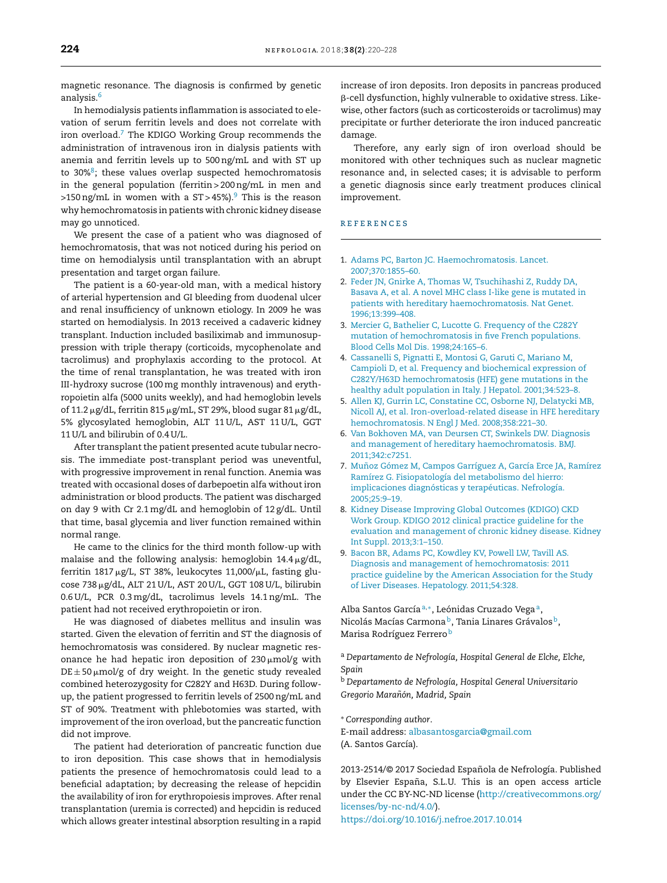magnetic resonance. The diagnosis is confirmed by genetic analysis.[6]

In hemodialysis patients inflammation is associated to elevation of serum ferritin levels and does not correlate with iron overload.[7] The KDIGO Working Group recommends the administration of intravenous iron in dialysis patients with anemia and ferritin levels up to 500 ng/mL and with ST up to 30%[8]; these values overlap suspected hemochromatosis in the general population (ferritin > 200 ng/mL in men and >150 ng/mL in women with a ST > 45%).[9] This is the reason why hemochromatosis in patients with chronic kidney disease may go unnoticed.

We present the case of a patient who was diagnosed of hemochromatosis, that was not noticed during his period on time on hemodialysis until transplantation with an abrupt presentation and target organ failure.

The patient is a 60-year-old man, with a medical history of arterial hypertension and GI bleeding from duodenal ulcer and renal insufficiency of unknown etiology. In 2009 he was started on hemodialysis. In 2013 received a cadaveric kidney transplant. Induction included basiliximab and immunosuppression with triple therapy (corticoids, mycophenolate and tacrolimus) and prophylaxis according to the protocol. At the time of renal transplantation, he was treated with iron III-hydroxy sucrose (100 mg monthly intravenous) and erythropoietin alfa (5000 units weekly), and had hemoglobin levels of 11.2 μg/dL, ferritin 815 μg/mL, ST 29%, blood sugar 81 μg/dL, 5% glycosylated hemoglobin, ALT 11 U/L, AST 11 U/L, GGT 11 U/L and bilirubin of 0.4 U/L.

After transplant the patient presented acute tubular necrosis. The immediate post-transplant period was uneventful, with progressive improvement in renal function. Anemia was treated with occasional doses of darbepoetin alfa without iron administration or blood products. The patient was discharged on day 9 with Cr 2.1 mg/dL and hemoglobin of 12 g/dL. Until that time, basal glycemia and liver function remained within normal range.

He came to the clinics for the third month follow-up with malaise and the following analysis: hemoglobin 14.4 μg/dL, ferritin 1817 μg/L, ST 38%, leukocytes 11,000/μL, fasting glucose 738 μg/dL, ALT 21 U/L, AST 20 U/L, GGT 108 U/L, bilirubin 0.6 U/L, PCR 0.3 mg/dL, tacrolimus levels 14.1 ng/mL. The patient had not received erythropoietin or iron.

He was diagnosed of diabetes mellitus and insulin was started. Given the elevation of ferritin and ST the diagnosis of hemochromatosis was considered. By nuclear magnetic resonance he had hepatic iron deposition of 230 μmol/g with DE ± 50 μmol/g of dry weight. In the genetic study revealed combined heterozygosity for C282Y and H63D. During follow-up, the patient progressed to ferritin levels of 2500 ng/mL and ST of 90%. Treatment with phlebotomies was started, with improvement of the iron overload, but the pancreatic function did not improve.

The patient had deterioration of pancreatic function due to iron deposition. This case shows that in hemodialysis patients the presence of hemochromatosis could lead to a beneficial adaptation; by decreasing the release of hepcidin the availability of iron for erythropoiesis improves. After renal transplantation (uremia is corrected) and hepcidin is reduced which allows greater intestinal absorption resulting in a rapid increase of iron deposits. Iron deposits in pancreas produced β-cell dysfunction, highly vulnerable to oxidative stress. Likewise, other factors (such as corticosteroids or tacrolimus) may precipitate or further deteriorate the iron induced pancreatic damage.

Therefore, any early sign of iron overload should be monitored with other techniques such as nuclear magnetic resonance and, in selected cases; it is advisable to perform a genetic diagnosis since early treatment produces clinical improvement.

## REFERENCES

1. Adams PC, Barton JC. Haemochromatosis. Lancet. 2007;370:1855–60.
2. Feder JN, Gnirke A, Thomas W, Tsuchihashi Z, Ruddy DA, Basava A, et al. A novel MHC class I-like gene is mutated in patients with hereditary haemochromatosis. Nat Genet. 1996;13:399–408.
3. Mercier G, Bathelier C, Lucotte G. Frequency of the C282Y mutation of hemochromatosis in five French populations. Blood Cells Mol Dis. 1998;24:165–6.
4. Cassanelli S, Pignatti E, Montosi G, Garuti C, Mariano M, Campioli D, et al. Frequency and biochemical expression of C282Y/H63D hemochromatosis (HFE) gene mutations in the healthy adult population in Italy. J Hepatol. 2001;34:523–8.
5. Allen KJ, Gurrin LC, Constatine CC, Osborne NJ, Delatycki MB, Nicoll AJ, et al. Iron-overload-related disease in HFE hereditary hemochromatosis. N Engl J Med. 2008;358:221–30.
6. Van Bokhoven MA, van Deursen CT, Swinkels DW. Diagnosis and management of hereditary haemochromatosis. BMJ. 2011;342:c7251.
7. Muñoz Gómez M, Campos Garríguez A, García Erce JA, Ramírez Ramírez G. Fisiopatología del metabolismo del hierro: implicaciones diagnósticas y terapéuticas. Nefrología. 2005;25:9–19.
8. Kidney Disease Improving Global Outcomes (KDIGO) CKD Work Group. KDIGO 2012 clinical practice guideline for the evaluation and management of chronic kidney disease. Kidney Int Suppl. 2013;3:1–150.
9. Bacon BR, Adams PC, Kowdley KV, Powell LW, Tavill AS. Diagnosis and management of hemochromatosis: 2011 practice guideline by the American Association for the Study of Liver Diseases. Hepatology. 2011;54:328.

Alba Santos García[a,*], Leónidas Cruzado Vega[a], Nicolás Macías Carmona[b], Tania Linares Grávalos[b], Marisa Rodríguez Ferrero[b]

[a] *Departamento de Nefrología, Hospital General de Elche, Elche, Spain*

[b] *Departamento de Nefrología, Hospital General Universitario Gregorio Marañón, Madrid, Spain*

\* *Corresponding author.*
E-mail address: albasantosgarcia@gmail.com
(A. Santos García).

2013-2514/© 2017 Sociedad Española de Nefrología. Published by Elsevier España, S.L.U. This is an open access article under the CC BY-NC-ND license (http://creativecommons.org/licenses/by-nc-nd/4.0/).
https://doi.org/10.1016/j.nefroe.2017.10.014